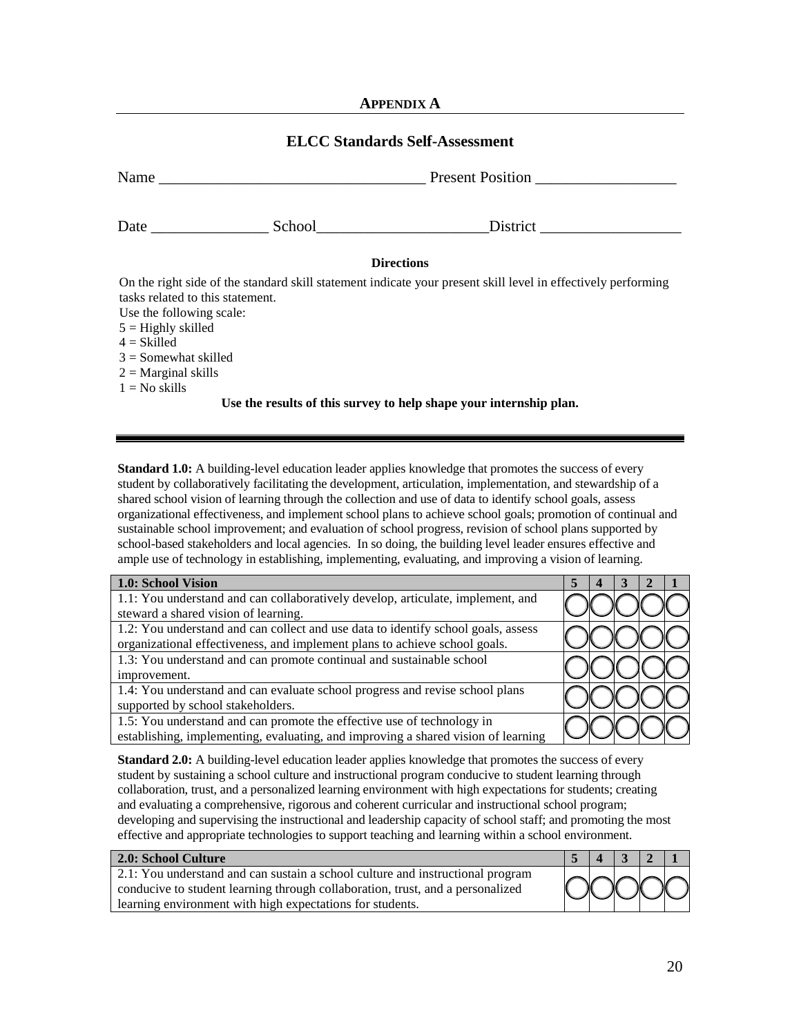# APPENDIX A

## ELCC Standards Self-Assessment

Name ________________________________ Present Position _________________

Date ______________ School____________________District _________________

**Directions**

On the right side of the standard skill statement indicate your present skill level in effectively performing tasks related to this statement.

Use the following scale:

5 = Highly skilled
4 = Skilled
3 = Somewhat skilled
2 = Marginal skills
1 = No skills

**Use the results of this survey to help shape your internship plan.**

---

**Standard 1.0:** A building-level education leader applies knowledge that promotes the success of every student by collaboratively facilitating the development, articulation, implementation, and stewardship of a shared school vision of learning through the collection and use of data to identify school goals, assess organizational effectiveness, and implement school plans to achieve school goals; promotion of continual and sustainable school improvement; and evaluation of school progress, revision of school plans supported by school-based stakeholders and local agencies. In so doing, the building level leader ensures effective and ample use of technology in establishing, implementing, evaluating, and improving a vision of learning.

| 1.0: School Vision | 5 | 4 | 3 | 2 | 1 |
|---|---|---|---|---|---|
| 1.1: You understand and can collaboratively develop, articulate, implement, and steward a shared vision of learning. | ○ | ○ | ○ | ○ | ○ |
| 1.2: You understand and can collect and use data to identify school goals, assess organizational effectiveness, and implement plans to achieve school goals. | ○ | ○ | ○ | ○ | ○ |
| 1.3: You understand and can promote continual and sustainable school improvement. | ○ | ○ | ○ | ○ | ○ |
| 1.4: You understand and can evaluate school progress and revise school plans supported by school stakeholders. | ○ | ○ | ○ | ○ | ○ |
| 1.5: You understand and can promote the effective use of technology in establishing, implementing, evaluating, and improving a shared vision of learning | ○ | ○ | ○ | ○ | ○ |

**Standard 2.0:** A building-level education leader applies knowledge that promotes the success of every student by sustaining a school culture and instructional program conducive to student learning through collaboration, trust, and a personalized learning environment with high expectations for students; creating and evaluating a comprehensive, rigorous and coherent curricular and instructional school program; developing and supervising the instructional and leadership capacity of school staff; and promoting the most effective and appropriate technologies to support teaching and learning within a school environment.

| 2.0: School Culture | 5 | 4 | 3 | 2 | 1 |
|---|---|---|---|---|---|
| 2.1: You understand and can sustain a school culture and instructional program conducive to student learning through collaboration, trust, and a personalized learning environment with high expectations for students. | ○ | ○ | ○ | ○ | ○ |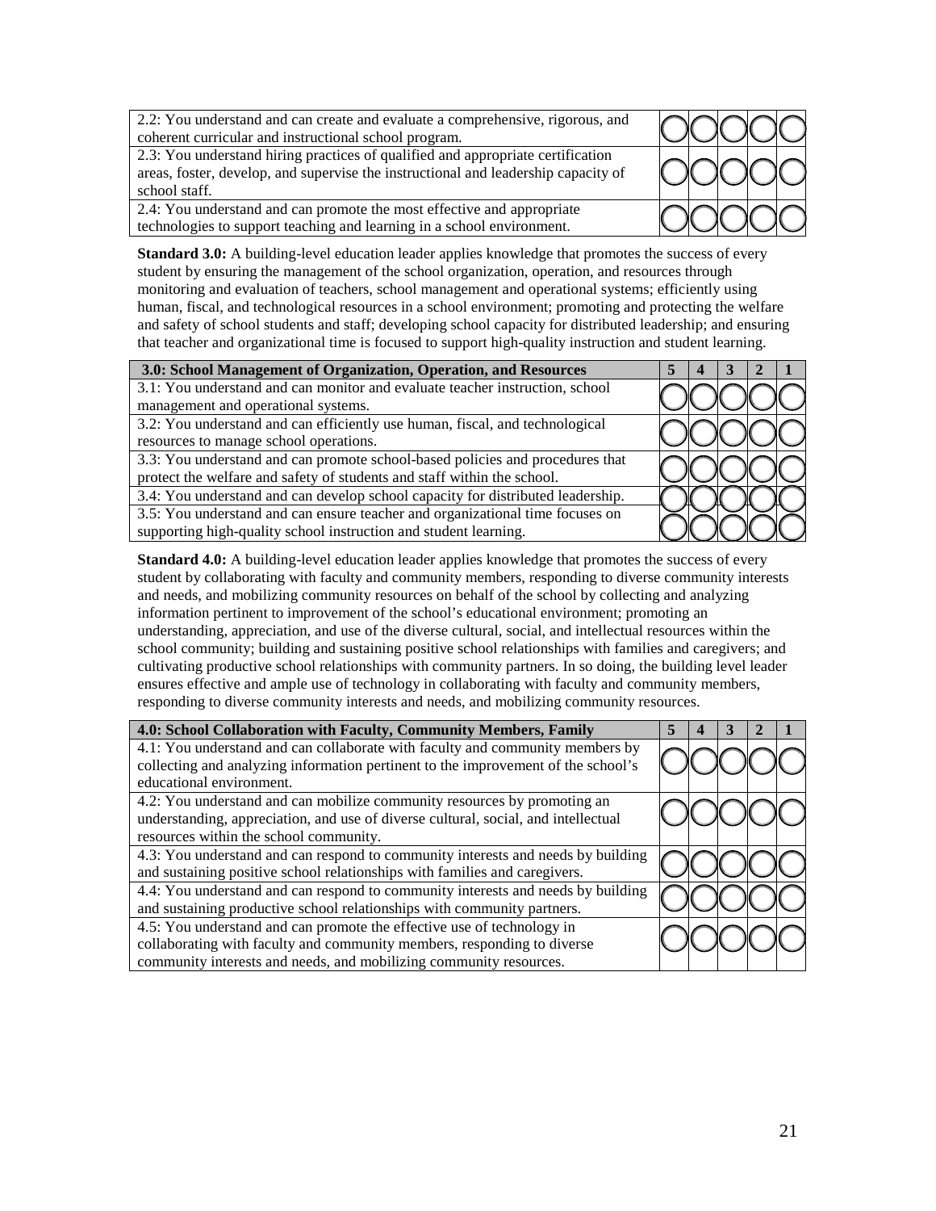| | 5 | 4 | 3 | 2 | 1 |
|---|---|---|---|---|---|
| 2.2: You understand and can create and evaluate a comprehensive, rigorous, and coherent curricular and instructional school program. | ◯ | ◯ | ◯ | ◯ | ◯ |
| 2.3: You understand hiring practices of qualified and appropriate certification areas, foster, develop, and supervise the instructional and leadership capacity of school staff. | ◯ | ◯ | ◯ | ◯ | ◯ |
| 2.4: You understand and can promote the most effective and appropriate technologies to support teaching and learning in a school environment. | ◯ | ◯ | ◯ | ◯ | ◯ |

**Standard 3.0:** A building-level education leader applies knowledge that promotes the success of every student by ensuring the management of the school organization, operation, and resources through monitoring and evaluation of teachers, school management and operational systems; efficiently using human, fiscal, and technological resources in a school environment; promoting and protecting the welfare and safety of school students and staff; developing school capacity for distributed leadership; and ensuring that teacher and organizational time is focused to support high-quality instruction and student learning.

| 3.0: School Management of Organization, Operation, and Resources | 5 | 4 | 3 | 2 | 1 |
|---|---|---|---|---|---|
| 3.1: You understand and can monitor and evaluate teacher instruction, school management and operational systems. | ◯ | ◯ | ◯ | ◯ | ◯ |
| 3.2: You understand and can efficiently use human, fiscal, and technological resources to manage school operations. | ◯ | ◯ | ◯ | ◯ | ◯ |
| 3.3: You understand and can promote school-based policies and procedures that protect the welfare and safety of students and staff within the school. | ◯ | ◯ | ◯ | ◯ | ◯ |
| 3.4: You understand and can develop school capacity for distributed leadership. | ◯ | ◯ | ◯ | ◯ | ◯ |
| 3.5: You understand and can ensure teacher and organizational time focuses on supporting high-quality school instruction and student learning. | ◯ | ◯ | ◯ | ◯ | ◯ |

**Standard 4.0:** A building-level education leader applies knowledge that promotes the success of every student by collaborating with faculty and community members, responding to diverse community interests and needs, and mobilizing community resources on behalf of the school by collecting and analyzing information pertinent to improvement of the school's educational environment; promoting an understanding, appreciation, and use of the diverse cultural, social, and intellectual resources within the school community; building and sustaining positive school relationships with families and caregivers; and cultivating productive school relationships with community partners. In so doing, the building level leader ensures effective and ample use of technology in collaborating with faculty and community members, responding to diverse community interests and needs, and mobilizing community resources.

| 4.0: School Collaboration with Faculty, Community Members, Family | 5 | 4 | 3 | 2 | 1 |
|---|---|---|---|---|---|
| 4.1: You understand and can collaborate with faculty and community members by collecting and analyzing information pertinent to the improvement of the school's educational environment. | ◯ | ◯ | ◯ | ◯ | ◯ |
| 4.2: You understand and can mobilize community resources by promoting an understanding, appreciation, and use of diverse cultural, social, and intellectual resources within the school community. | ◯ | ◯ | ◯ | ◯ | ◯ |
| 4.3: You understand and can respond to community interests and needs by building and sustaining positive school relationships with families and caregivers. | ◯ | ◯ | ◯ | ◯ | ◯ |
| 4.4: You understand and can respond to community interests and needs by building and sustaining productive school relationships with community partners. | ◯ | ◯ | ◯ | ◯ | ◯ |
| 4.5: You understand and can promote the effective use of technology in collaborating with faculty and community members, responding to diverse community interests and needs, and mobilizing community resources. | ◯ | ◯ | ◯ | ◯ | ◯ |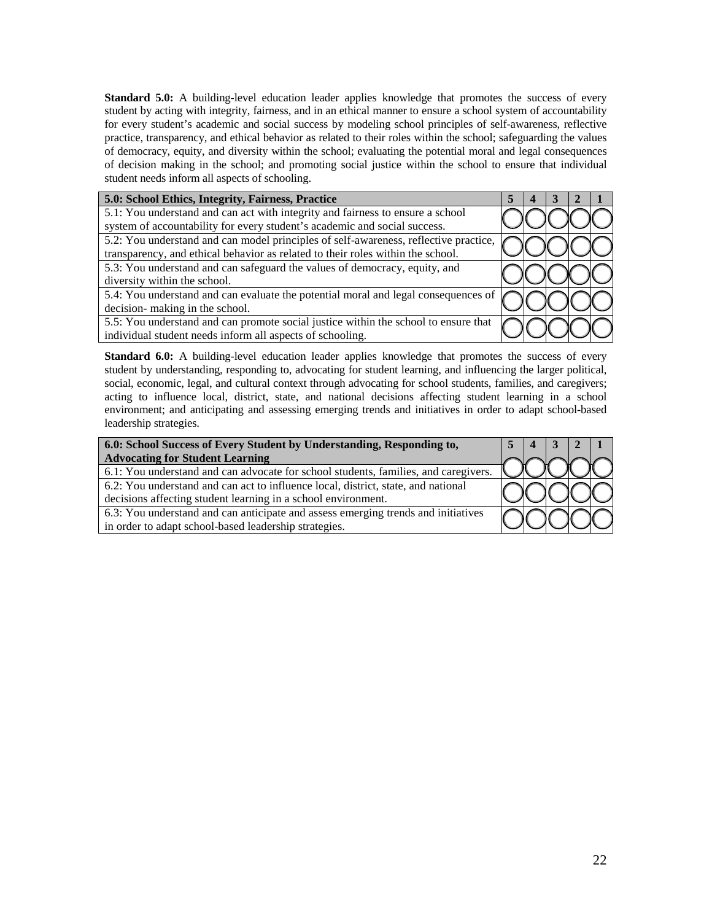**Standard 5.0:** A building-level education leader applies knowledge that promotes the success of every student by acting with integrity, fairness, and in an ethical manner to ensure a school system of accountability for every student's academic and social success by modeling school principles of self-awareness, reflective practice, transparency, and ethical behavior as related to their roles within the school; safeguarding the values of democracy, equity, and diversity within the school; evaluating the potential moral and legal consequences of decision making in the school; and promoting social justice within the school to ensure that individual student needs inform all aspects of schooling.

| 5.0: School Ethics, Integrity, Fairness, Practice | 5 | 4 | 3 | 2 | 1 |
|---|---|---|---|---|---|
| 5.1: You understand and can act with integrity and fairness to ensure a school system of accountability for every student's academic and social success. | ◯ | ◯ | ◯ | ◯ | ◯ |
| 5.2: You understand and can model principles of self-awareness, reflective practice, transparency, and ethical behavior as related to their roles within the school. | ◯ | ◯ | ◯ | ◯ | ◯ |
| 5.3: You understand and can safeguard the values of democracy, equity, and diversity within the school. | ◯ | ◯ | ◯ | ◯ | ◯ |
| 5.4: You understand and can evaluate the potential moral and legal consequences of decision- making in the school. | ◯ | ◯ | ◯ | ◯ | ◯ |
| 5.5: You understand and can promote social justice within the school to ensure that individual student needs inform all aspects of schooling. | ◯ | ◯ | ◯ | ◯ | ◯ |

**Standard 6.0:** A building-level education leader applies knowledge that promotes the success of every student by understanding, responding to, advocating for student learning, and influencing the larger political, social, economic, legal, and cultural context through advocating for school students, families, and caregivers; acting to influence local, district, state, and national decisions affecting student learning in a school environment; and anticipating and assessing emerging trends and initiatives in order to adapt school-based leadership strategies.

| 6.0: School Success of Every Student by Understanding, Responding to, Advocating for Student Learning | 5 | 4 | 3 | 2 | 1 |
|---|---|---|---|---|---|
| 6.1: You understand and can advocate for school students, families, and caregivers. | ◯ | ◯ | ◯ | ◯ | ◯ |
| 6.2: You understand and can act to influence local, district, state, and national decisions affecting student learning in a school environment. | ◯ | ◯ | ◯ | ◯ | ◯ |
| 6.3: You understand and can anticipate and assess emerging trends and initiatives in order to adapt school-based leadership strategies. | ◯ | ◯ | ◯ | ◯ | ◯ |